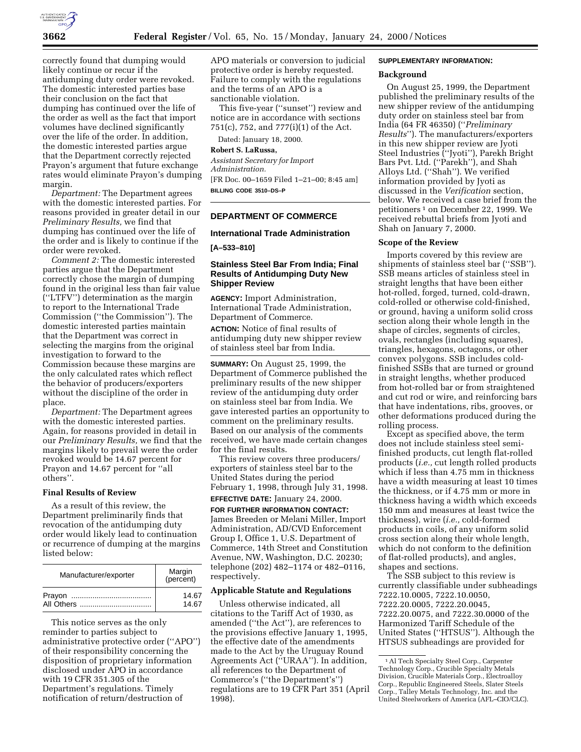correctly found that dumping would likely continue or recur if the antidumping duty order were revoked. The domestic interested parties base their conclusion on the fact that dumping has continued over the life of the order as well as the fact that import volumes have declined significantly over the life of the order. In addition, the domestic interested parties argue that the Department correctly rejected Prayon's argument that future exchange rates would eliminate Prayon's dumping margin.

*Department:* The Department agrees with the domestic interested parties. For reasons provided in greater detail in our *Preliminary Results,* we find that dumping has continued over the life of the order and is likely to continue if the order were revoked.

*Comment 2:* The domestic interested parties argue that the Department correctly chose the margin of dumping found in the original less than fair value (''LTFV'') determination as the margin to report to the International Trade Commission (''the Commission''). The domestic interested parties maintain that the Department was correct in selecting the margins from the original investigation to forward to the Commission because these margins are the only calculated rates which reflect the behavior of producers/exporters without the discipline of the order in place.

*Department:* The Department agrees with the domestic interested parties. Again, for reasons provided in detail in our *Preliminary Results,* we find that the margins likely to prevail were the order revoked would be 14.67 percent for Prayon and 14.67 percent for ''all others''.

## Final Results of Review

As a result of this review, the Department preliminarily finds that revocation of the antidumping duty order would likely lead to continuation or recurrence of dumping at the margins listed below:

| Manufacturer/exporter | Margin (percent) |
|---|---|
| Prayon | 14.67 |
| All Others | 14.67 |

This notice serves as the only reminder to parties subject to administrative protective order (''APO'') of their responsibility concerning the disposition of proprietary information disclosed under APO in accordance with 19 CFR 351.305 of the Department's regulations. Timely notification of return/destruction of APO materials or conversion to judicial protective order is hereby requested. Failure to comply with the regulations and the terms of an APO is a sanctionable violation.

This five-year (''sunset'') review and notice are in accordance with sections 751(c), 752, and 777(i)(1) of the Act.

Dated: January 18, 2000.

**Robert S. LaRussa,**

*Assistant Secretary for Import Administration.*

[FR Doc. 00–1659 Filed 1–21–00; 8:45 am]

**BILLING CODE 3510–DS–P**

---

## DEPARTMENT OF COMMERCE

### International Trade Administration

**[A–533–810]**

### Stainless Steel Bar From India; Final Results of Antidumping Duty New Shipper Review

**AGENCY:** Import Administration, International Trade Administration, Department of Commerce.

**ACTION:** Notice of final results of antidumping duty new shipper review of stainless steel bar from India.

**SUMMARY:** On August 25, 1999, the Department of Commerce published the preliminary results of the new shipper review of the antidumping duty order on stainless steel bar from India. We gave interested parties an opportunity to comment on the preliminary results. Based on our analysis of the comments received, we have made certain changes for the final results.

This review covers three producers/exporters of stainless steel bar to the United States during the period February 1, 1998, through July 31, 1998.

**EFFECTIVE DATE:** January 24, 2000.

**FOR FURTHER INFORMATION CONTACT:** James Breeden or Melani Miller, Import Administration, AD/CVD Enforcement Group I, Office 1, U.S. Department of Commerce, 14th Street and Constitution Avenue, NW, Washington, D.C. 20230; telephone (202) 482–1174 or 482–0116, respectively.

### Applicable Statute and Regulations

Unless otherwise indicated, all citations to the Tariff Act of 1930, as amended (''the Act''), are references to the provisions effective January 1, 1995, the effective date of the amendments made to the Act by the Uruguay Round Agreements Act (''URAA''). In addition, all references to the Department of Commerce's (''the Department's'') regulations are to 19 CFR Part 351 (April 1998).

**SUPPLEMENTARY INFORMATION:**

### Background

On August 25, 1999, the Department published the preliminary results of the new shipper review of the antidumping duty order on stainless steel bar from India (64 FR 46350) (''*Preliminary Results*''). The manufacturers/exporters in this new shipper review are Jyoti Steel Industries (''Jyoti''), Parekh Bright Bars Pvt. Ltd. (''Parekh''), and Shah Alloys Ltd. (''Shah''). We verified information provided by Jyoti as discussed in the *Verification* section, below. We received a case brief from the petitioners [1] on December 22, 1999. We received rebuttal briefs from Jyoti and Shah on January 7, 2000.

### Scope of the Review

Imports covered by this review are shipments of stainless steel bar (''SSB''). SSB means articles of stainless steel in straight lengths that have been either hot-rolled, forged, turned, cold-drawn, cold-rolled or otherwise cold-finished, or ground, having a uniform solid cross section along their whole length in the shape of circles, segments of circles, ovals, rectangles (including squares), triangles, hexagons, octagons, or other convex polygons. SSB includes cold-finished SSBs that are turned or ground in straight lengths, whether produced from hot-rolled bar or from straightened and cut rod or wire, and reinforcing bars that have indentations, ribs, grooves, or other deformations produced during the rolling process.

Except as specified above, the term does not include stainless steel semi-finished products, cut length flat-rolled products (*i.e.,* cut length rolled products which if less than 4.75 mm in thickness have a width measuring at least 10 times the thickness, or if 4.75 mm or more in thickness having a width which exceeds 150 mm and measures at least twice the thickness), wire (*i.e.,* cold-formed products in coils, of any uniform solid cross section along their whole length, which do not conform to the definition of flat-rolled products), and angles, shapes and sections.

The SSB subject to this review is currently classifiable under subheadings 7222.10.0005, 7222.10.0050, 7222.20.0005, 7222.20.0045, 7222.20.0075, and 7222.30.0000 of the Harmonized Tariff Schedule of the United States (''HTSUS''). Although the HTSUS subheadings are provided for

[1] Al Tech Specialty Steel Corp., Carpenter Technology Corp., Crucible Specialty Metals Division, Crucible Materials Corp., Electroalloy Corp., Republic Engineered Steels, Slater Steels Corp., Talley Metals Technology, Inc. and the United Steelworkers of America (AFL–CIO/CLC).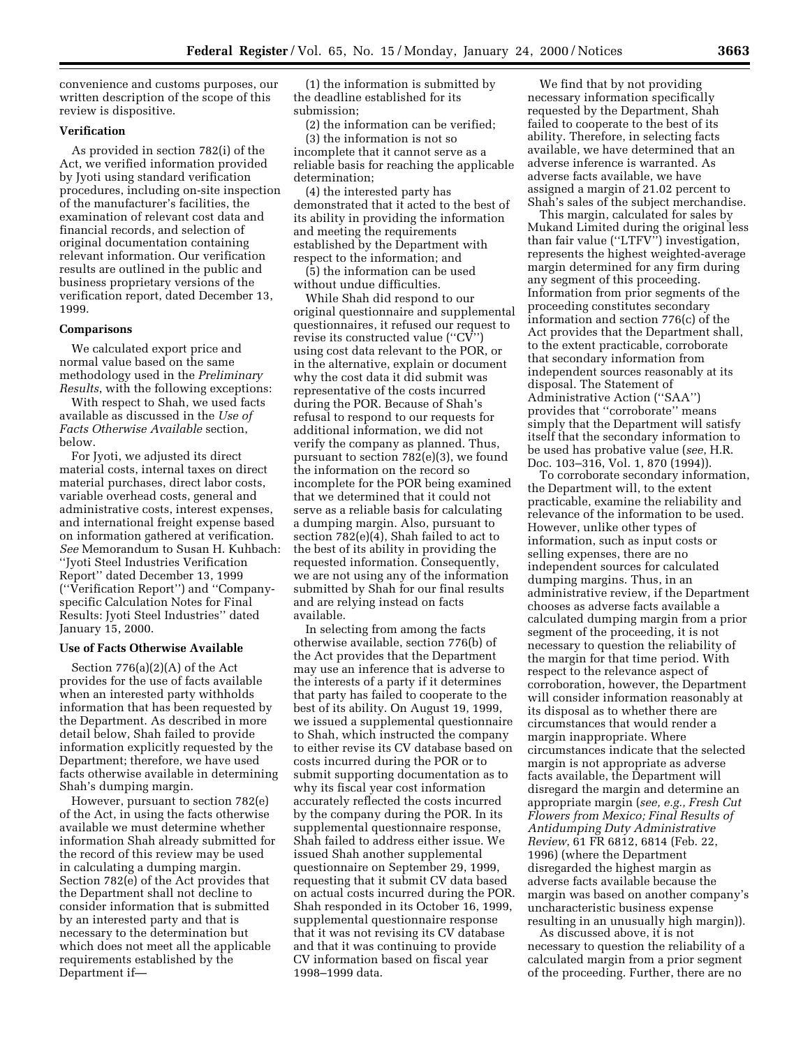convenience and customs purposes, our written description of the scope of this review is dispositive.

**Verification**

As provided in section 782(i) of the Act, we verified information provided by Jyoti using standard verification procedures, including on-site inspection of the manufacturer's facilities, the examination of relevant cost data and financial records, and selection of original documentation containing relevant information. Our verification results are outlined in the public and business proprietary versions of the verification report, dated December 13, 1999.

**Comparisons**

We calculated export price and normal value based on the same methodology used in the *Preliminary Results*, with the following exceptions:

With respect to Shah, we used facts available as discussed in the *Use of Facts Otherwise Available* section, below.

For Jyoti, we adjusted its direct material costs, internal taxes on direct material purchases, direct labor costs, variable overhead costs, general and administrative costs, interest expenses, and international freight expense based on information gathered at verification. *See* Memorandum to Susan H. Kuhbach: ''Jyoti Steel Industries Verification Report'' dated December 13, 1999 (''Verification Report'') and ''Company-specific Calculation Notes for Final Results: Jyoti Steel Industries'' dated January 15, 2000.

**Use of Facts Otherwise Available**

Section 776(a)(2)(A) of the Act provides for the use of facts available when an interested party withholds information that has been requested by the Department. As described in more detail below, Shah failed to provide information explicitly requested by the Department; therefore, we have used facts otherwise available in determining Shah's dumping margin.

However, pursuant to section 782(e) of the Act, in using the facts otherwise available we must determine whether information Shah already submitted for the record of this review may be used in calculating a dumping margin. Section 782(e) of the Act provides that the Department shall not decline to consider information that is submitted by an interested party and that is necessary to the determination but which does not meet all the applicable requirements established by the Department if—

(1) the information is submitted by the deadline established for its submission;

(2) the information can be verified;

(3) the information is not so incomplete that it cannot serve as a reliable basis for reaching the applicable determination;

(4) the interested party has demonstrated that it acted to the best of its ability in providing the information and meeting the requirements established by the Department with respect to the information; and

(5) the information can be used without undue difficulties.

While Shah did respond to our original questionnaire and supplemental questionnaires, it refused our request to revise its constructed value (''CV'') using cost data relevant to the POR, or in the alternative, explain or document why the cost data it did submit was representative of the costs incurred during the POR. Because of Shah's refusal to respond to our requests for additional information, we did not verify the company as planned. Thus, pursuant to section 782(e)(3), we found the information on the record so incomplete for the POR being examined that we determined that it could not serve as a reliable basis for calculating a dumping margin. Also, pursuant to section 782(e)(4), Shah failed to act to the best of its ability in providing the requested information. Consequently, we are not using any of the information submitted by Shah for our final results and are relying instead on facts available.

In selecting from among the facts otherwise available, section 776(b) of the Act provides that the Department may use an inference that is adverse to the interests of a party if it determines that party has failed to cooperate to the best of its ability. On August 19, 1999, we issued a supplemental questionnaire to Shah, which instructed the company to either revise its CV database based on costs incurred during the POR or to submit supporting documentation as to why its fiscal year cost information accurately reflected the costs incurred by the company during the POR. In its supplemental questionnaire response, Shah failed to address either issue. We issued Shah another supplemental questionnaire on September 29, 1999, requesting that it submit CV data based on actual costs incurred during the POR. Shah responded in its October 16, 1999, supplemental questionnaire response that it was not revising its CV database and that it was continuing to provide CV information based on fiscal year 1998–1999 data.

We find that by not providing necessary information specifically requested by the Department, Shah failed to cooperate to the best of its ability. Therefore, in selecting facts available, we have determined that an adverse inference is warranted. As adverse facts available, we have assigned a margin of 21.02 percent to Shah's sales of the subject merchandise.

This margin, calculated for sales by Mukand Limited during the original less than fair value (''LTFV'') investigation, represents the highest weighted-average margin determined for any firm during any segment of this proceeding. Information from prior segments of the proceeding constitutes secondary information and section 776(c) of the Act provides that the Department shall, to the extent practicable, corroborate that secondary information from independent sources reasonably at its disposal. The Statement of Administrative Action (''SAA'') provides that ''corroborate'' means simply that the Department will satisfy itself that the secondary information to be used has probative value (*see*, H.R. Doc. 103–316, Vol. 1, 870 (1994)).

To corroborate secondary information, the Department will, to the extent practicable, examine the reliability and relevance of the information to be used. However, unlike other types of information, such as input costs or selling expenses, there are no independent sources for calculated dumping margins. Thus, in an administrative review, if the Department chooses as adverse facts available a calculated dumping margin from a prior segment of the proceeding, it is not necessary to question the reliability of the margin for that time period. With respect to the relevance aspect of corroboration, however, the Department will consider information reasonably at its disposal as to whether there are circumstances that would render a margin inappropriate. Where circumstances indicate that the selected margin is not appropriate as adverse facts available, the Department will disregard the margin and determine an appropriate margin (*see, e.g., Fresh Cut Flowers from Mexico; Final Results of Antidumping Duty Administrative Review*, 61 FR 6812, 6814 (Feb. 22, 1996) (where the Department disregarded the highest margin as adverse facts available because the margin was based on another company's uncharacteristic business expense resulting in an unusually high margin)).

As discussed above, it is not necessary to question the reliability of a calculated margin from a prior segment of the proceeding. Further, there are no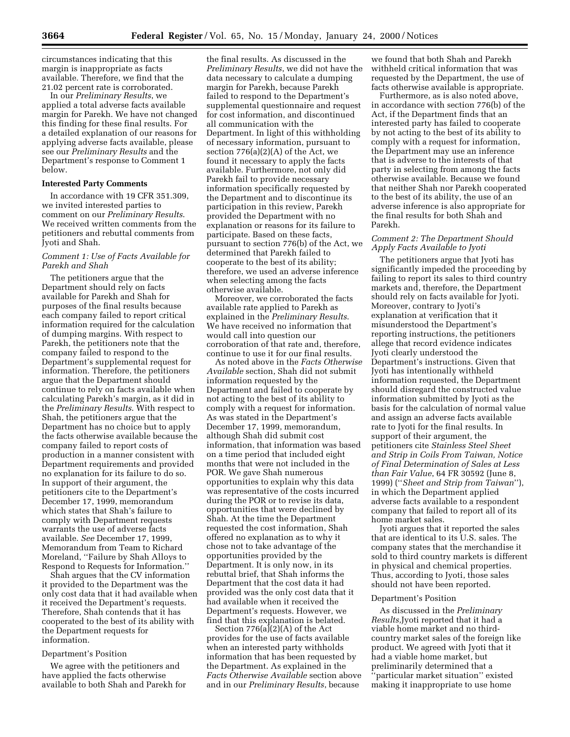circumstances indicating that this margin is inappropriate as facts available. Therefore, we find that the 21.02 percent rate is corroborated.

In our *Preliminary Results*, we applied a total adverse facts available margin for Parekh. We have not changed this finding for these final results. For a detailed explanation of our reasons for applying adverse facts available, please see our *Preliminary Results* and the Department's response to Comment 1 below.

**Interested Party Comments**

In accordance with 19 CFR 351.309, we invited interested parties to comment on our *Preliminary Results*. We received written comments from the petitioners and rebuttal comments from Jyoti and Shah.

*Comment 1: Use of Facts Available for Parekh and Shah*

The petitioners argue that the Department should rely on facts available for Parekh and Shah for purposes of the final results because each company failed to report critical information required for the calculation of dumping margins. With respect to Parekh, the petitioners note that the company failed to respond to the Department's supplemental request for information. Therefore, the petitioners argue that the Department should continue to rely on facts available when calculating Parekh's margin, as it did in the *Preliminary Results*. With respect to Shah, the petitioners argue that the Department has no choice but to apply the facts otherwise available because the company failed to report costs of production in a manner consistent with Department requirements and provided no explanation for its failure to do so. In support of their argument, the petitioners cite to the Department's December 17, 1999, memorandum which states that Shah's failure to comply with Department requests warrants the use of adverse facts available. *See* December 17, 1999, Memorandum from Team to Richard Moreland, ''Failure by Shah Alloys to Respond to Requests for Information.''

Shah argues that the CV information it provided to the Department was the only cost data that it had available when it received the Department's requests. Therefore, Shah contends that it has cooperated to the best of its ability with the Department requests for information.

Department's Position

We agree with the petitioners and have applied the facts otherwise available to both Shah and Parekh for the final results. As discussed in the *Preliminary Results*, we did not have the data necessary to calculate a dumping margin for Parekh, because Parekh failed to respond to the Department's supplemental questionnaire and request for cost information, and discontinued all communication with the Department. In light of this withholding of necessary information, pursuant to section 776(a)(2)(A) of the Act, we found it necessary to apply the facts available. Furthermore, not only did Parekh fail to provide necessary information specifically requested by the Department and to discontinue its participation in this review, Parekh provided the Department with no explanation or reasons for its failure to participate. Based on these facts, pursuant to section 776(b) of the Act, we determined that Parekh failed to cooperate to the best of its ability; therefore, we used an adverse inference when selecting among the facts otherwise available.

Moreover, we corroborated the facts available rate applied to Parekh as explained in the *Preliminary Results*. We have received no information that would call into question our corroboration of that rate and, therefore, continue to use it for our final results.

As noted above in the *Facts Otherwise Available* section, Shah did not submit information requested by the Department and failed to cooperate by not acting to the best of its ability to comply with a request for information. As was stated in the Department's December 17, 1999, memorandum, although Shah did submit cost information, that information was based on a time period that included eight months that were not included in the POR. We gave Shah numerous opportunities to explain why this data was representative of the costs incurred during the POR or to revise its data, opportunities that were declined by Shah. At the time the Department requested the cost information, Shah offered no explanation as to why it chose not to take advantage of the opportunities provided by the Department. It is only now, in its rebuttal brief, that Shah informs the Department that the cost data it had provided was the only cost data that it had available when it received the Department's requests. However, we find that this explanation is belated.

Section 776(a)(2)(A) of the Act provides for the use of facts available when an interested party withholds information that has been requested by the Department. As explained in the *Facts Otherwise Available* section above and in our *Preliminary Results*, because we found that both Shah and Parekh withheld critical information that was requested by the Department, the use of facts otherwise available is appropriate.

Furthermore, as is also noted above, in accordance with section 776(b) of the Act, if the Department finds that an interested party has failed to cooperate by not acting to the best of its ability to comply with a request for information, the Department may use an inference that is adverse to the interests of that party in selecting from among the facts otherwise available. Because we found that neither Shah nor Parekh cooperated to the best of its ability, the use of an adverse inference is also appropriate for the final results for both Shah and Parekh.

*Comment 2: The Department Should Apply Facts Available to Jyoti*

The petitioners argue that Jyoti has significantly impeded the proceeding by failing to report its sales to third country markets and, therefore, the Department should rely on facts available for Jyoti. Moreover, contrary to Jyoti's explanation at verification that it misunderstood the Department's reporting instructions, the petitioners allege that record evidence indicates Jyoti clearly understood the Department's instructions. Given that Jyoti has intentionally withheld information requested, the Department should disregard the constructed value information submitted by Jyoti as the basis for the calculation of normal value and assign an adverse facts available rate to Jyoti for the final results. In support of their argument, the petitioners cite *Stainless Steel Sheet and Strip in Coils From Taiwan, Notice of Final Determination of Sales at Less than Fair Value*, 64 FR 30592 (June 8, 1999) (''*Sheet and Strip from Taiwan*''), in which the Department applied adverse facts available to a respondent company that failed to report all of its home market sales.

Jyoti argues that it reported the sales that are identical to its U.S. sales. The company states that the merchandise it sold to third country markets is different in physical and chemical properties. Thus, according to Jyoti, those sales should not have been reported.

Department's Position

As discussed in the *Preliminary Results,*Jyoti reported that it had a viable home market and no third-country market sales of the foreign like product. We agreed with Jyoti that it had a viable home market, but preliminarily determined that a ''particular market situation'' existed making it inappropriate to use home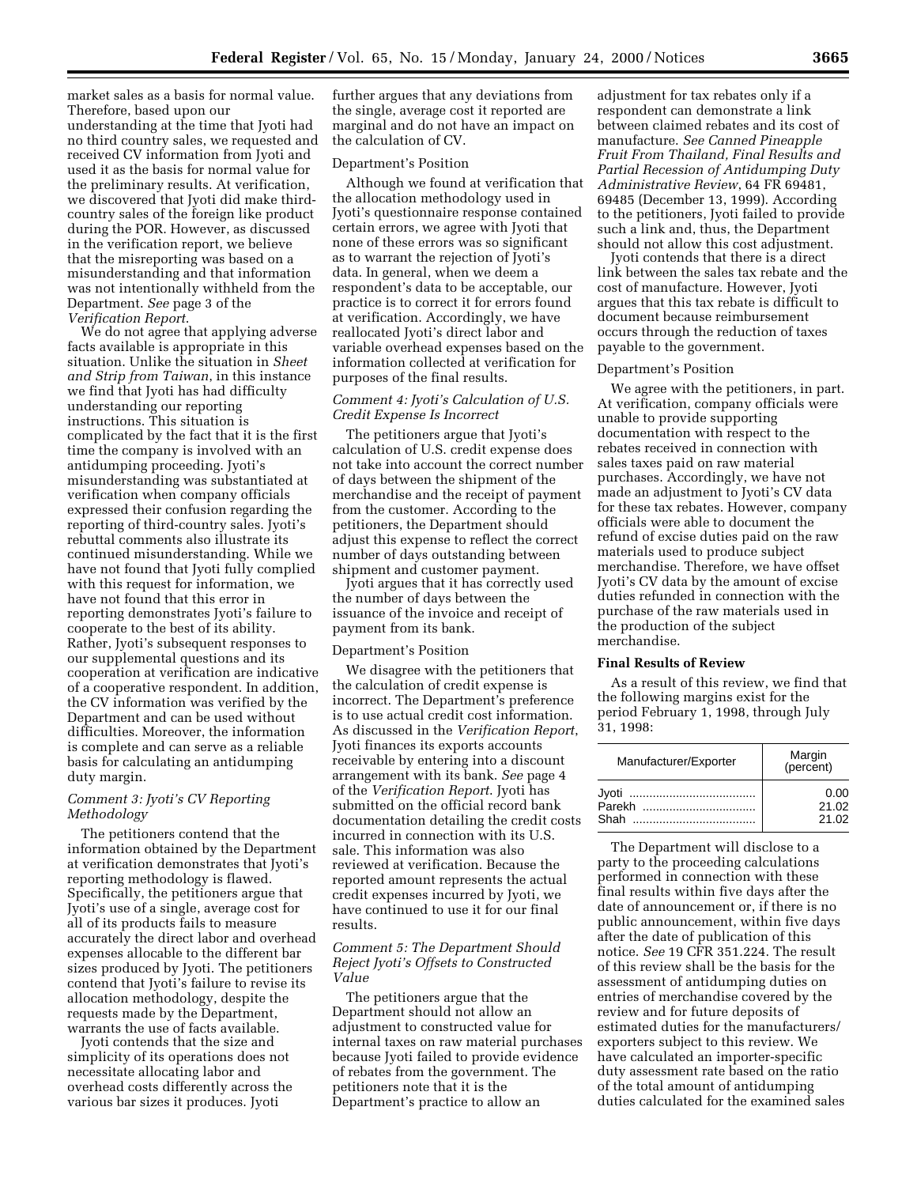market sales as a basis for normal value. Therefore, based upon our understanding at the time that Jyoti had no third country sales, we requested and received CV information from Jyoti and used it as the basis for normal value for the preliminary results. At verification, we discovered that Jyoti did make third-country sales of the foreign like product during the POR. However, as discussed in the verification report, we believe that the misreporting was based on a misunderstanding and that information was not intentionally withheld from the Department. *See* page 3 of the *Verification Report*.

We do not agree that applying adverse facts available is appropriate in this situation. Unlike the situation in *Sheet and Strip from Taiwan*, in this instance we find that Jyoti has had difficulty understanding our reporting instructions. This situation is complicated by the fact that it is the first time the company is involved with an antidumping proceeding. Jyoti's misunderstanding was substantiated at verification when company officials expressed their confusion regarding the reporting of third-country sales. Jyoti's rebuttal comments also illustrate its continued misunderstanding. While we have not found that Jyoti fully complied with this request for information, we have not found that this error in reporting demonstrates Jyoti's failure to cooperate to the best of its ability. Rather, Jyoti's subsequent responses to our supplemental questions and its cooperation at verification are indicative of a cooperative respondent. In addition, the CV information was verified by the Department and can be used without difficulties. Moreover, the information is complete and can serve as a reliable basis for calculating an antidumping duty margin.

*Comment 3: Jyoti's CV Reporting Methodology*

The petitioners contend that the information obtained by the Department at verification demonstrates that Jyoti's reporting methodology is flawed. Specifically, the petitioners argue that Jyoti's use of a single, average cost for all of its products fails to measure accurately the direct labor and overhead expenses allocable to the different bar sizes produced by Jyoti. The petitioners contend that Jyoti's failure to revise its allocation methodology, despite the requests made by the Department, warrants the use of facts available.

Jyoti contends that the size and simplicity of its operations does not necessitate allocating labor and overhead costs differently across the various bar sizes it produces. Jyoti further argues that any deviations from the single, average cost it reported are marginal and do not have an impact on the calculation of CV.

Department's Position

Although we found at verification that the allocation methodology used in Jyoti's questionnaire response contained certain errors, we agree with Jyoti that none of these errors was so significant as to warrant the rejection of Jyoti's data. In general, when we deem a respondent's data to be acceptable, our practice is to correct it for errors found at verification. Accordingly, we have reallocated Jyoti's direct labor and variable overhead expenses based on the information collected at verification for purposes of the final results.

*Comment 4: Jyoti's Calculation of U.S. Credit Expense Is Incorrect*

The petitioners argue that Jyoti's calculation of U.S. credit expense does not take into account the correct number of days between the shipment of the merchandise and the receipt of payment from the customer. According to the petitioners, the Department should adjust this expense to reflect the correct number of days outstanding between shipment and customer payment.

Jyoti argues that it has correctly used the number of days between the issuance of the invoice and receipt of payment from its bank.

Department's Position

We disagree with the petitioners that the calculation of credit expense is incorrect. The Department's preference is to use actual credit cost information. As discussed in the *Verification Report*, Jyoti finances its exports accounts receivable by entering into a discount arrangement with its bank. *See* page 4 of the *Verification Report*. Jyoti has submitted on the official record bank documentation detailing the credit costs incurred in connection with its U.S. sale. This information was also reviewed at verification. Because the reported amount represents the actual credit expenses incurred by Jyoti, we have continued to use it for our final results.

*Comment 5: The Department Should Reject Jyoti's Offsets to Constructed Value*

The petitioners argue that the Department should not allow an adjustment to constructed value for internal taxes on raw material purchases because Jyoti failed to provide evidence of rebates from the government. The petitioners note that it is the Department's practice to allow an adjustment for tax rebates only if a respondent can demonstrate a link between claimed rebates and its cost of manufacture. *See Canned Pineapple Fruit From Thailand, Final Results and Partial Recession of Antidumping Duty Administrative Review*, 64 FR 69481, 69485 (December 13, 1999). According to the petitioners, Jyoti failed to provide such a link and, thus, the Department should not allow this cost adjustment.

Jyoti contends that there is a direct link between the sales tax rebate and the cost of manufacture. However, Jyoti argues that this tax rebate is difficult to document because reimbursement occurs through the reduction of taxes payable to the government.

Department's Position

We agree with the petitioners, in part. At verification, company officials were unable to provide supporting documentation with respect to the rebates received in connection with sales taxes paid on raw material purchases. Accordingly, we have not made an adjustment to Jyoti's CV data for these tax rebates. However, company officials were able to document the refund of excise duties paid on the raw materials used to produce subject merchandise. Therefore, we have offset Jyoti's CV data by the amount of excise duties refunded in connection with the purchase of the raw materials used in the production of the subject merchandise.

**Final Results of Review**

As a result of this review, we find that the following margins exist for the period February 1, 1998, through July 31, 1998:

| Manufacturer/Exporter | Margin (percent) |
|---|---|
| Jyoti | 0.00 |
| Parekh | 21.02 |
| Shah | 21.02 |

The Department will disclose to a party to the proceeding calculations performed in connection with these final results within five days after the date of announcement or, if there is no public announcement, within five days after the date of publication of this notice. *See* 19 CFR 351.224. The result of this review shall be the basis for the assessment of antidumping duties on entries of merchandise covered by the review and for future deposits of estimated duties for the manufacturers/exporters subject to this review. We have calculated an importer-specific duty assessment rate based on the ratio of the total amount of antidumping duties calculated for the examined sales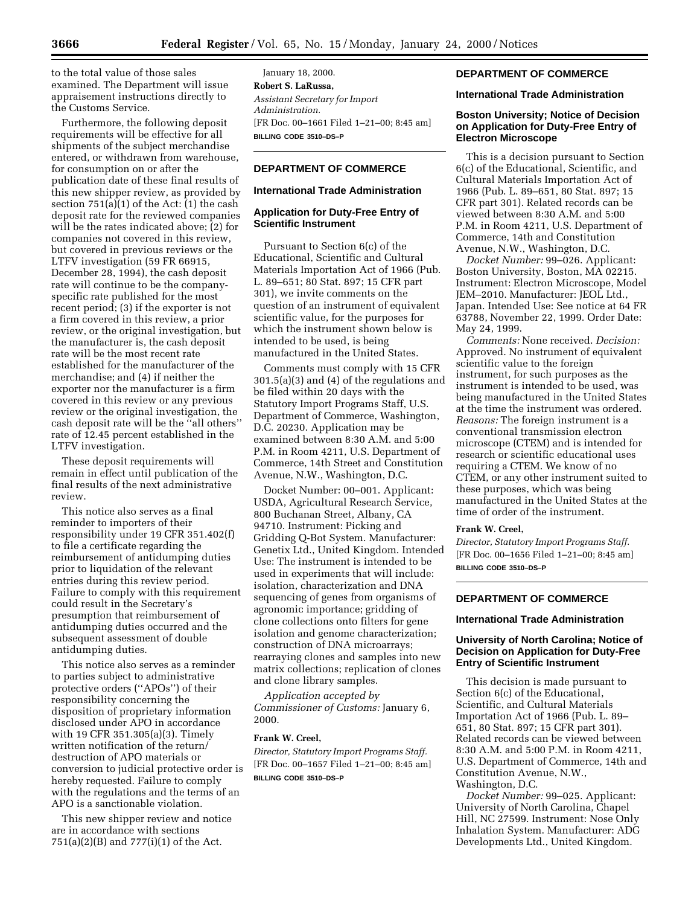to the total value of those sales examined. The Department will issue appraisement instructions directly to the Customs Service.

Furthermore, the following deposit requirements will be effective for all shipments of the subject merchandise entered, or withdrawn from warehouse, for consumption on or after the publication date of these final results of this new shipper review, as provided by section 751(a)(1) of the Act: (1) the cash deposit rate for the reviewed companies will be the rates indicated above; (2) for companies not covered in this review, but covered in previous reviews or the LTFV investigation (59 FR 66915, December 28, 1994), the cash deposit rate will continue to be the company-specific rate published for the most recent period; (3) if the exporter is not a firm covered in this review, a prior review, or the original investigation, but the manufacturer is, the cash deposit rate will be the most recent rate established for the manufacturer of the merchandise; and (4) if neither the exporter nor the manufacturer is a firm covered in this review or any previous review or the original investigation, the cash deposit rate will be the ''all others'' rate of 12.45 percent established in the LTFV investigation.

These deposit requirements will remain in effect until publication of the final results of the next administrative review.

This notice also serves as a final reminder to importers of their responsibility under 19 CFR 351.402(f) to file a certificate regarding the reimbursement of antidumping duties prior to liquidation of the relevant entries during this review period. Failure to comply with this requirement could result in the Secretary's presumption that reimbursement of antidumping duties occurred and the subsequent assessment of double antidumping duties.

This notice also serves as a reminder to parties subject to administrative protective orders (''APOs'') of their responsibility concerning the disposition of proprietary information disclosed under APO in accordance with 19 CFR 351.305(a)(3). Timely written notification of the return/destruction of APO materials or conversion to judicial protective order is hereby requested. Failure to comply with the regulations and the terms of an APO is a sanctionable violation.

This new shipper review and notice are in accordance with sections 751(a)(2)(B) and 777(i)(1) of the Act.

January 18, 2000.

**Robert S. LaRussa,**

*Assistant Secretary for Import Administration.*

[FR Doc. 00–1661 Filed 1–21–00; 8:45 am]

**BILLING CODE 3510–DS–P**

---

## DEPARTMENT OF COMMERCE

### International Trade Administration

### Application for Duty-Free Entry of Scientific Instrument

Pursuant to Section 6(c) of the Educational, Scientific and Cultural Materials Importation Act of 1966 (Pub. L. 89–651; 80 Stat. 897; 15 CFR part 301), we invite comments on the question of an instrument of equivalent scientific value, for the purposes for which the instrument shown below is intended to be used, is being manufactured in the United States.

Comments must comply with 15 CFR 301.5(a)(3) and (4) of the regulations and be filed within 20 days with the Statutory Import Programs Staff, U.S. Department of Commerce, Washington, D.C. 20230. Application may be examined between 8:30 A.M. and 5:00 P.M. in Room 4211, U.S. Department of Commerce, 14th Street and Constitution Avenue, N.W., Washington, D.C.

Docket Number: 00–001. Applicant: USDA, Agricultural Research Service, 800 Buchanan Street, Albany, CA 94710. Instrument: Picking and Gridding Q-Bot System. Manufacturer: Genetix Ltd., United Kingdom. Intended Use: The instrument is intended to be used in experiments that will include: isolation, characterization and DNA sequencing of genes from organisms of agronomic importance; gridding of clone collections onto filters for gene isolation and genome characterization; construction of DNA microarrays; rearraying clones and samples into new matrix collections; replication of clones and clone library samples.

*Application accepted by Commissioner of Customs:* January 6, 2000.

**Frank W. Creel,**

*Director, Statutory Import Programs Staff.*

[FR Doc. 00–1657 Filed 1–21–00; 8:45 am]

**BILLING CODE 3510–DS–P**

---

## DEPARTMENT OF COMMERCE

### International Trade Administration

### Boston University; Notice of Decision on Application for Duty-Free Entry of Electron Microscope

This is a decision pursuant to Section 6(c) of the Educational, Scientific, and Cultural Materials Importation Act of 1966 (Pub. L. 89–651, 80 Stat. 897; 15 CFR part 301). Related records can be viewed between 8:30 A.M. and 5:00 P.M. in Room 4211, U.S. Department of Commerce, 14th and Constitution Avenue, N.W., Washington, D.C.

*Docket Number:* 99–026. Applicant: Boston University, Boston, MA 02215. Instrument: Electron Microscope, Model JEM–2010. Manufacturer: JEOL Ltd., Japan. Intended Use: See notice at 64 FR 63788, November 22, 1999. Order Date: May 24, 1999.

*Comments:* None received. *Decision:* Approved. No instrument of equivalent scientific value to the foreign instrument, for such purposes as the instrument is intended to be used, was being manufactured in the United States at the time the instrument was ordered. *Reasons:* The foreign instrument is a conventional transmission electron microscope (CTEM) and is intended for research or scientific educational uses requiring a CTEM. We know of no CTEM, or any other instrument suited to these purposes, which was being manufactured in the United States at the time of order of the instrument.

**Frank W. Creel,**

*Director, Statutory Import Programs Staff.*

[FR Doc. 00–1656 Filed 1–21–00; 8:45 am]

**BILLING CODE 3510–DS–P**

---

## DEPARTMENT OF COMMERCE

### International Trade Administration

### University of North Carolina; Notice of Decision on Application for Duty-Free Entry of Scientific Instrument

This decision is made pursuant to Section 6(c) of the Educational, Scientific, and Cultural Materials Importation Act of 1966 (Pub. L. 89–651, 80 Stat. 897; 15 CFR part 301). Related records can be viewed between 8:30 A.M. and 5:00 P.M. in Room 4211, U.S. Department of Commerce, 14th and Constitution Avenue, N.W., Washington, D.C.

*Docket Number:* 99–025. Applicant: University of North Carolina, Chapel Hill, NC 27599. Instrument: Nose Only Inhalation System. Manufacturer: ADG Developments Ltd., United Kingdom.